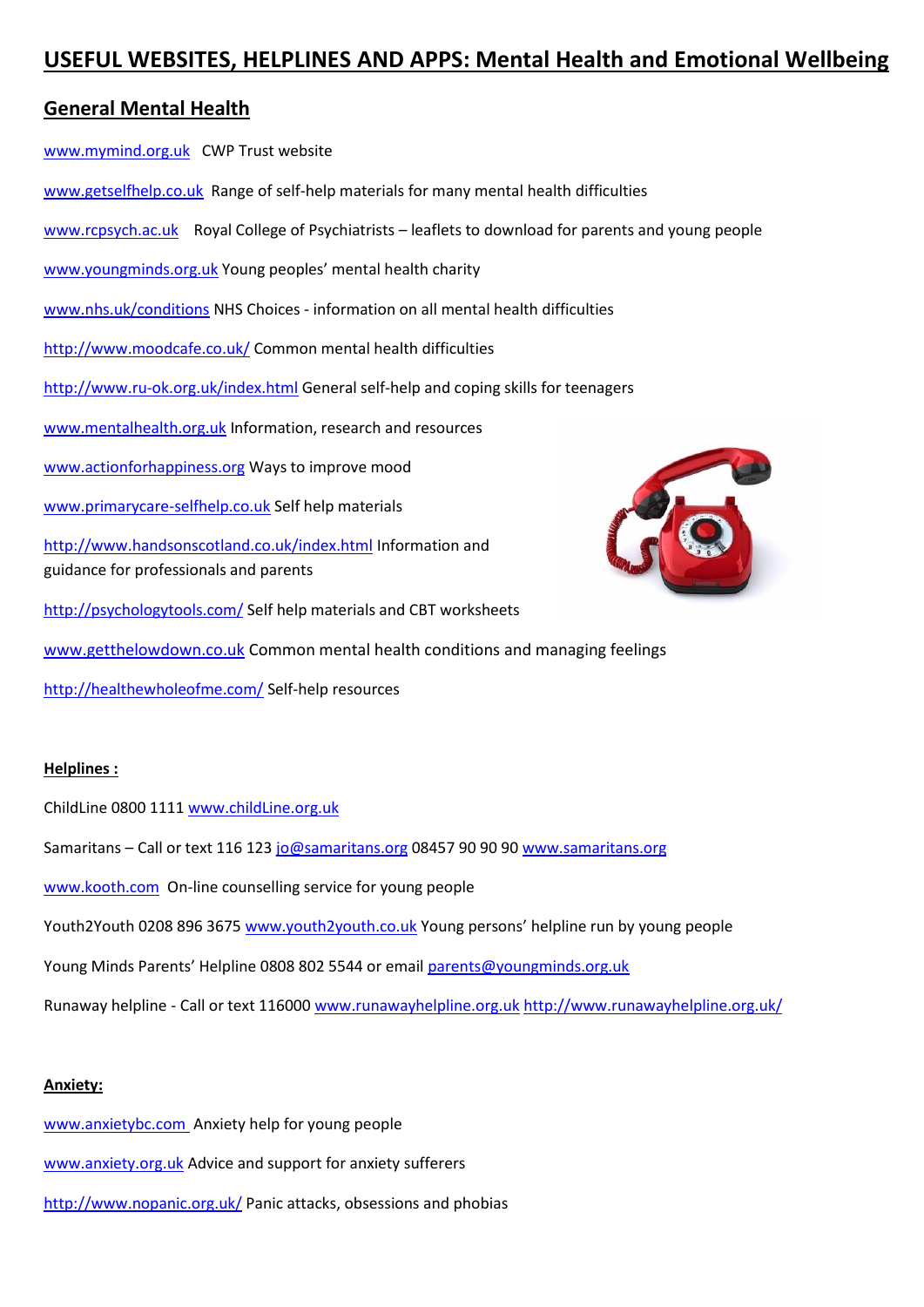# USEFUL WEBSITES, HELPLINES AND APPS: Mental Health and Emotional Wellbeing

## General Mental Health

www.mymind.org.uk CWP Trust website

www.getselfhelp.co.uk Range of self-help materials for many mental health difficulties

www.rcpsych.ac.uk Royal College of Psychiatrists – leaflets to download for parents and young people

www.youngminds.org.uk Young peoples' mental health charity

www.nhs.uk/conditions NHS Choices - information on all mental health difficulties

http://www.moodcafe.co.uk/ Common mental health difficulties

http://www.ru-ok.org.uk/index.html General self-help and coping skills for teenagers

www.mentalhealth.org.uk Information, research and resources

www.actionforhappiness.org Ways to improve mood

www.primarycare-selfhelp.co.uk Self help materials

http://www.handsonscotland.co.uk/index.html Information and guidance for professionals and parents

http://psychologytools.com/ Self help materials and CBT worksheets

www.getthelowdown.co.uk Common mental health conditions and managing feelings

http://healthewholeofme.com/ Self-help resources

**Helplines :**

ChildLine 0800 1111 www.childLine.org.uk

Samaritans – Call or text 116 123 jo@samaritans.org 08457 90 90 90 www.samaritans.org

www.kooth.com On-line counselling service for young people

Youth2Youth 0208 896 3675 www.youth2youth.co.uk Young persons' helpline run by young people

Young Minds Parents' Helpline 0808 802 5544 or email parents@youngminds.org.uk

Runaway helpline - Call or text 116000 www.runawayhelpline.org.uk http://www.runawayhelpline.org.uk/

**Anxiety:**

www.anxietybc.com Anxiety help for young people

www.anxiety.org.uk Advice and support for anxiety sufferers

http://www.nopanic.org.uk/ Panic attacks, obsessions and phobias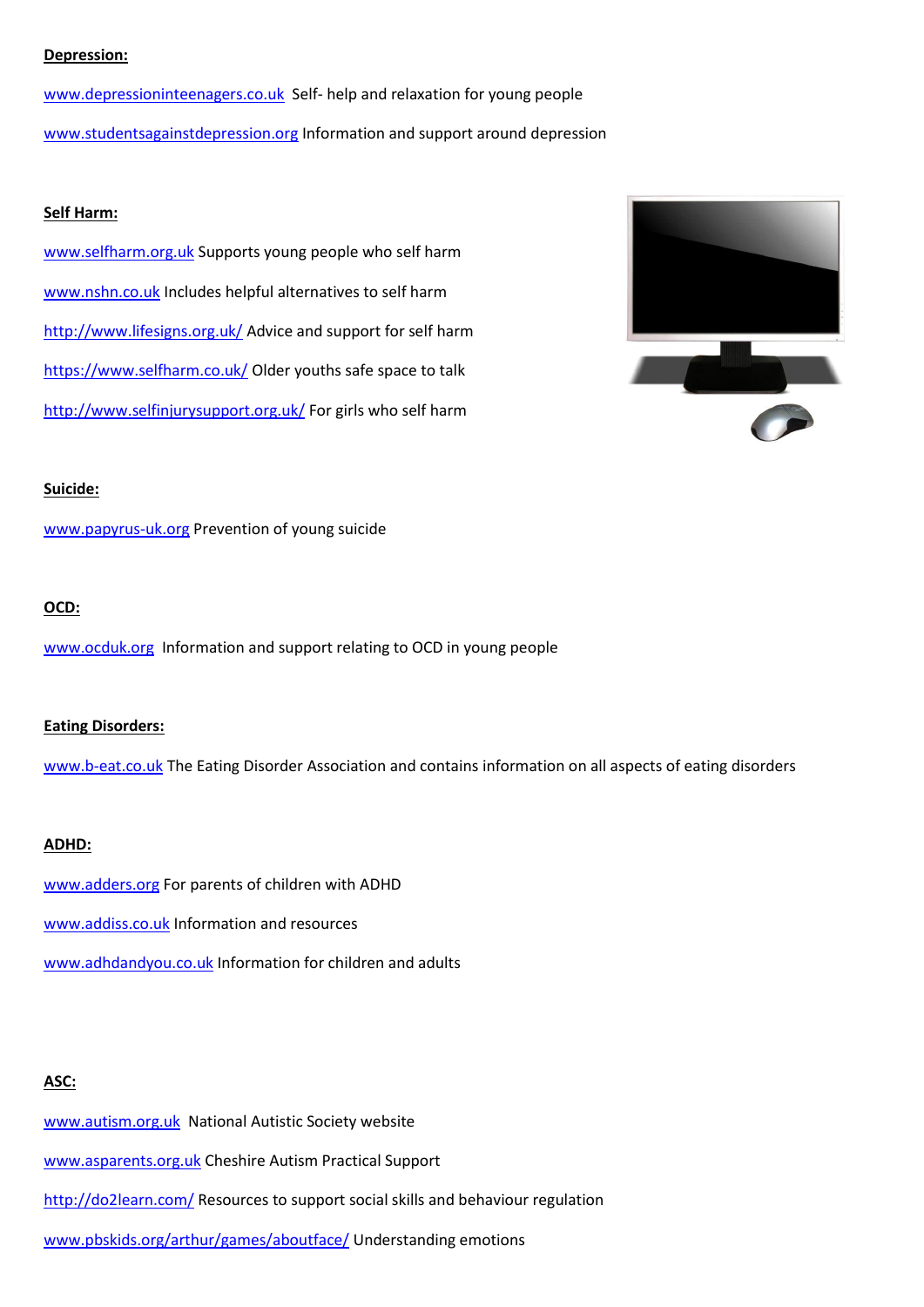**Depression:**

www.depressioninteenagers.co.uk Self- help and relaxation for young people

www.studentsagainstdepression.org Information and support around depression

**Self Harm:**

www.selfharm.org.uk Supports young people who self harm

www.nshn.co.uk Includes helpful alternatives to self harm

http://www.lifesigns.org.uk/ Advice and support for self harm

https://www.selfharm.co.uk/ Older youths safe space to talk

http://www.selfinjurysupport.org.uk/ For girls who self harm

**Suicide:**

www.papyrus-uk.org Prevention of young suicide

**OCD:**

www.ocduk.org Information and support relating to OCD in young people

**Eating Disorders:**

www.b-eat.co.uk The Eating Disorder Association and contains information on all aspects of eating disorders

**ADHD:**

www.adders.org For parents of children with ADHD

www.addiss.co.uk Information and resources

www.adhdandyou.co.uk Information for children and adults

**ASC:**

www.autism.org.uk National Autistic Society website

www.asparents.org.uk Cheshire Autism Practical Support

http://do2learn.com/ Resources to support social skills and behaviour regulation

www.pbskids.org/arthur/games/aboutface/ Understanding emotions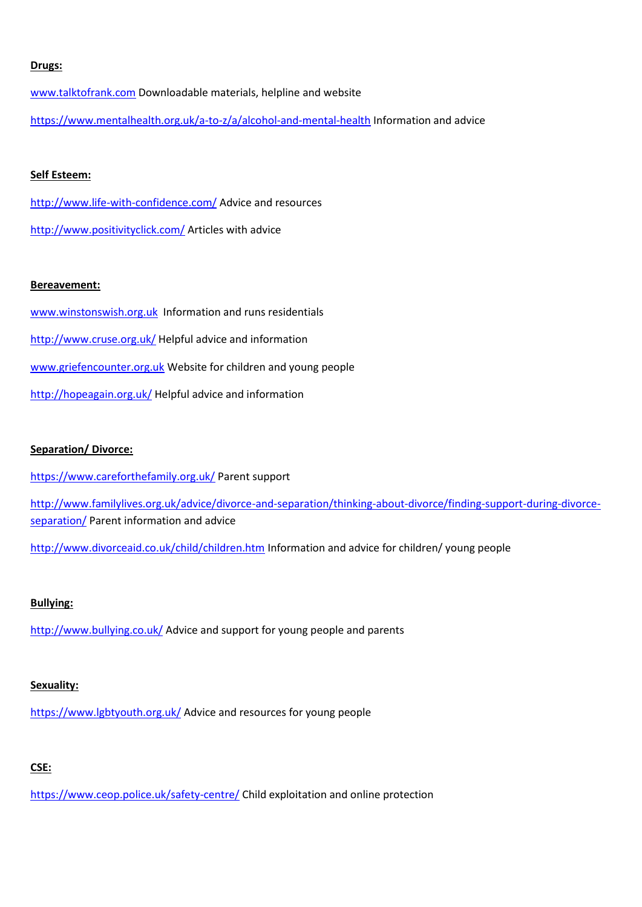**Drugs:**

www.talktofrank.com Downloadable materials, helpline and website

https://www.mentalhealth.org.uk/a-to-z/a/alcohol-and-mental-health Information and advice

**Self Esteem:**

http://www.life-with-confidence.com/ Advice and resources

http://www.positivityclick.com/ Articles with advice

**Bereavement:**

www.winstonswish.org.uk Information and runs residentials

http://www.cruse.org.uk/ Helpful advice and information

www.griefencounter.org.uk Website for children and young people

http://hopeagain.org.uk/ Helpful advice and information

**Separation/ Divorce:**

https://www.careforthefamily.org.uk/ Parent support

http://www.familylives.org.uk/advice/divorce-and-separation/thinking-about-divorce/finding-support-during-divorce-separation/ Parent information and advice

http://www.divorceaid.co.uk/child/children.htm Information and advice for children/ young people

**Bullying:**

http://www.bullying.co.uk/ Advice and support for young people and parents

**Sexuality:**

https://www.lgbtyouth.org.uk/ Advice and resources for young people

**CSE:**

https://www.ceop.police.uk/safety-centre/ Child exploitation and online protection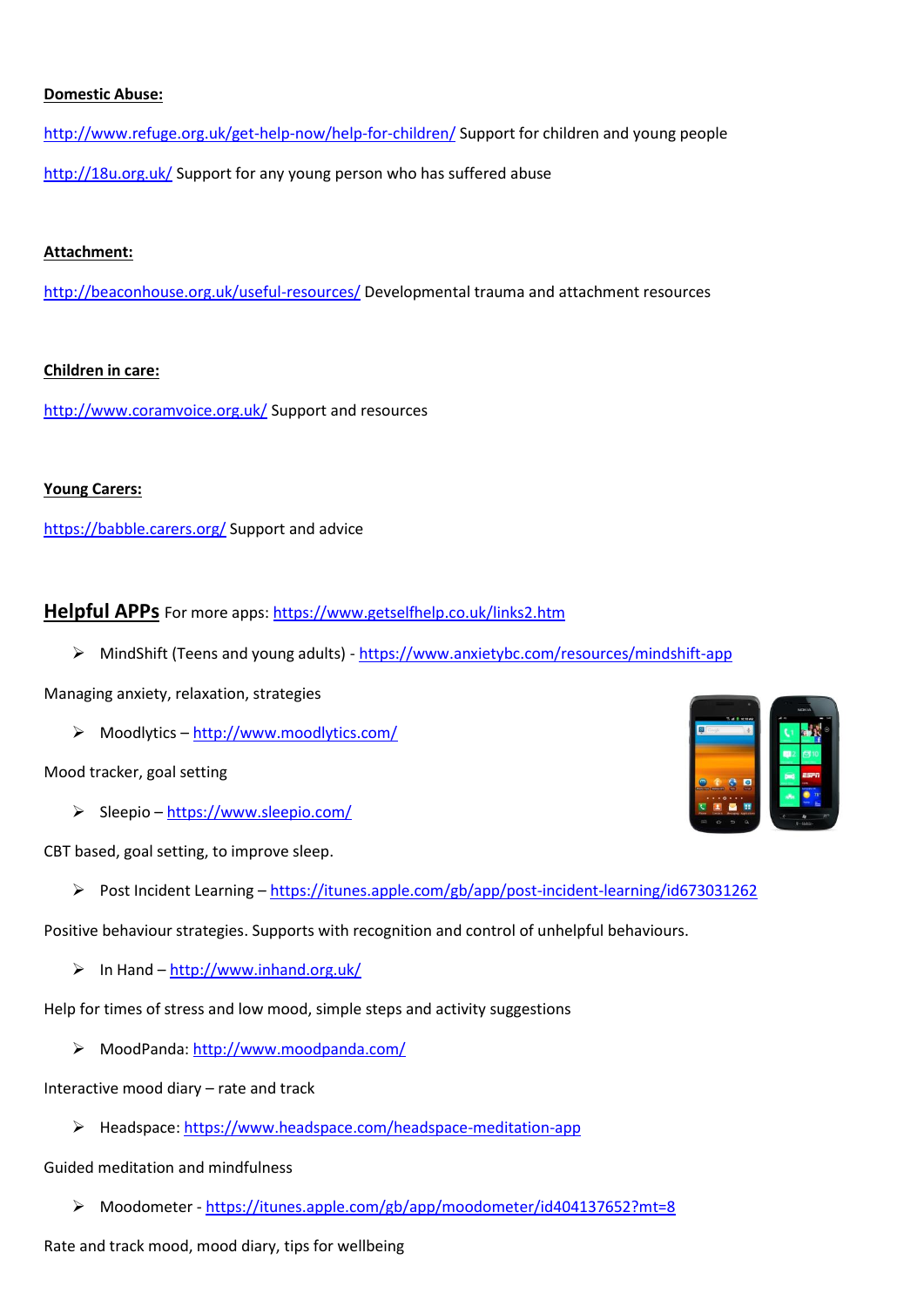**Domestic Abuse:**

http://www.refuge.org.uk/get-help-now/help-for-children/ Support for children and young people

http://18u.org.uk/ Support for any young person who has suffered abuse

**Attachment:**

http://beaconhouse.org.uk/useful-resources/ Developmental trauma and attachment resources

**Children in care:**

http://www.coramvoice.org.uk/ Support and resources

**Young Carers:**

https://babble.carers.org/ Support and advice

## Helpful APPs

For more apps: https://www.getselfhelp.co.uk/links2.htm

- MindShift (Teens and young adults) - https://www.anxietybc.com/resources/mindshift-app

Managing anxiety, relaxation, strategies

- Moodlytics – http://www.moodlytics.com/

Mood tracker, goal setting

- Sleepio – https://www.sleepio.com/

CBT based, goal setting, to improve sleep.

- Post Incident Learning – https://itunes.apple.com/gb/app/post-incident-learning/id673031262

Positive behaviour strategies. Supports with recognition and control of unhelpful behaviours.

- In Hand – http://www.inhand.org.uk/

Help for times of stress and low mood, simple steps and activity suggestions

- MoodPanda: http://www.moodpanda.com/

Interactive mood diary – rate and track

- Headspace: https://www.headspace.com/headspace-meditation-app

Guided meditation and mindfulness

- Moodometer - https://itunes.apple.com/gb/app/moodometer/id404137652?mt=8

Rate and track mood, mood diary, tips for wellbeing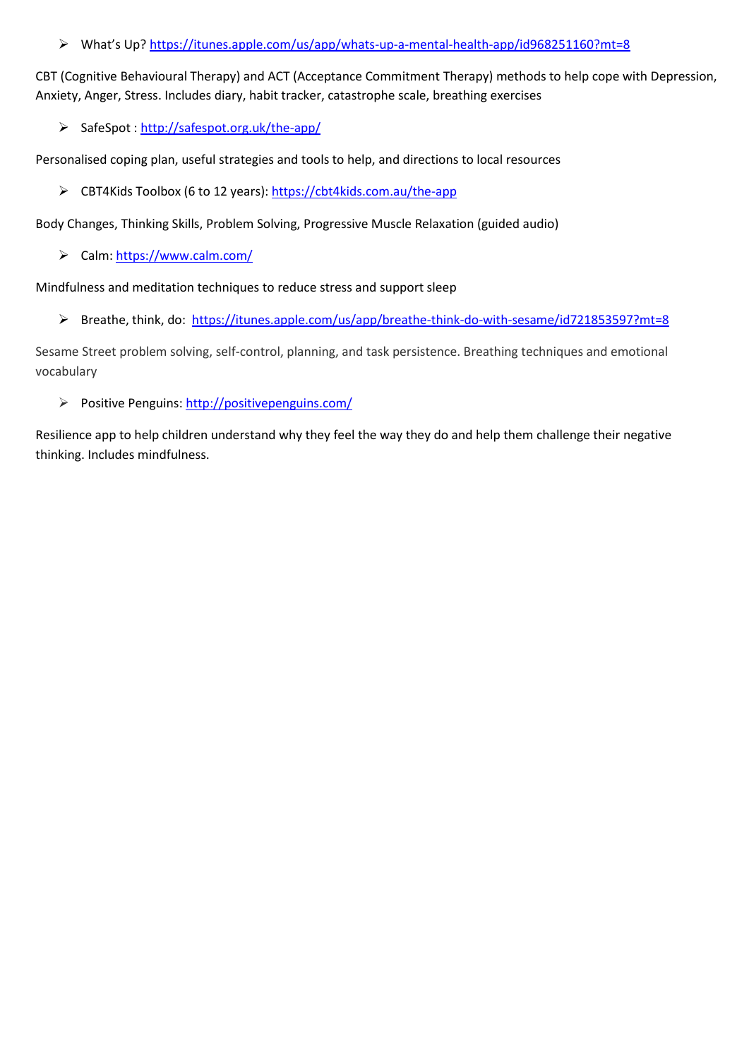- What's Up? https://itunes.apple.com/us/app/whats-up-a-mental-health-app/id968251160?mt=8

CBT (Cognitive Behavioural Therapy) and ACT (Acceptance Commitment Therapy) methods to help cope with Depression, Anxiety, Anger, Stress. Includes diary, habit tracker, catastrophe scale, breathing exercises

- SafeSpot : http://safespot.org.uk/the-app/

Personalised coping plan, useful strategies and tools to help, and directions to local resources

- CBT4Kids Toolbox (6 to 12 years): https://cbt4kids.com.au/the-app

Body Changes, Thinking Skills, Problem Solving, Progressive Muscle Relaxation (guided audio)

- Calm: https://www.calm.com/

Mindfulness and meditation techniques to reduce stress and support sleep

- Breathe, think, do: https://itunes.apple.com/us/app/breathe-think-do-with-sesame/id721853597?mt=8

Sesame Street problem solving, self-control, planning, and task persistence. Breathing techniques and emotional vocabulary

- Positive Penguins: http://positivepenguins.com/

Resilience app to help children understand why they feel the way they do and help them challenge their negative thinking. Includes mindfulness.